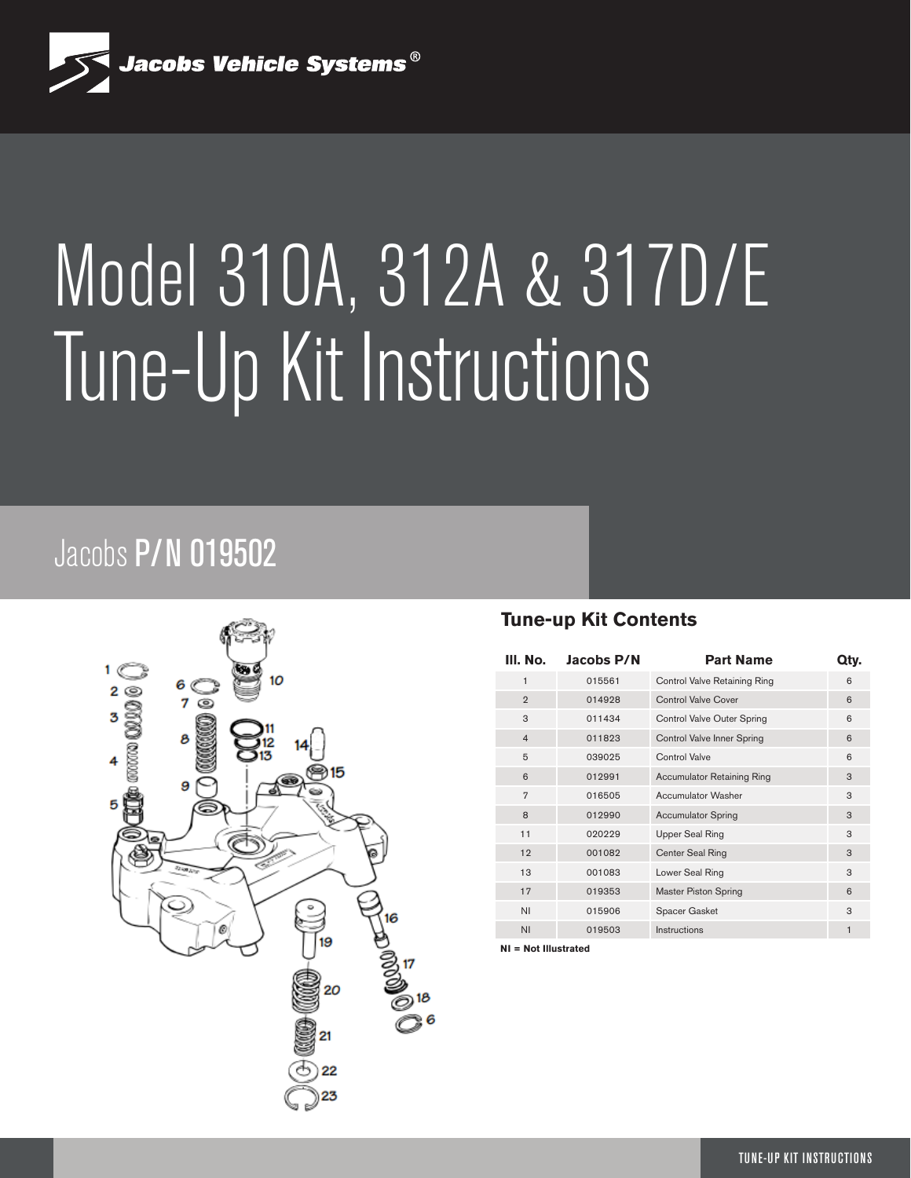Jacobs Vehicle Systems®

# Model 310A, 312A & 317D/E Tune-Up Kit Instructions

## Jacobs P/N 019502

### Tune-up Kit Contents

| Ill. No. | Jacobs P/N | Part Name | Qty. |
|---|---|---|---|
| 1 | 015561 | Control Valve Retaining Ring | 6 |
| 2 | 014928 | Control Valve Cover | 6 |
| 3 | 011434 | Control Valve Outer Spring | 6 |
| 4 | 011823 | Control Valve Inner Spring | 6 |
| 5 | 039025 | Control Valve | 6 |
| 6 | 012991 | Accumulator Retaining Ring | 3 |
| 7 | 016505 | Accumulator Washer | 3 |
| 8 | 012990 | Accumulator Spring | 3 |
| 11 | 020229 | Upper Seal Ring | 3 |
| 12 | 001082 | Center Seal Ring | 3 |
| 13 | 001083 | Lower Seal Ring | 3 |
| 17 | 019353 | Master Piston Spring | 6 |
| NI | 015906 | Spacer Gasket | 3 |
| NI | 019503 | Instructions | 1 |

**NI = Not Illustrated**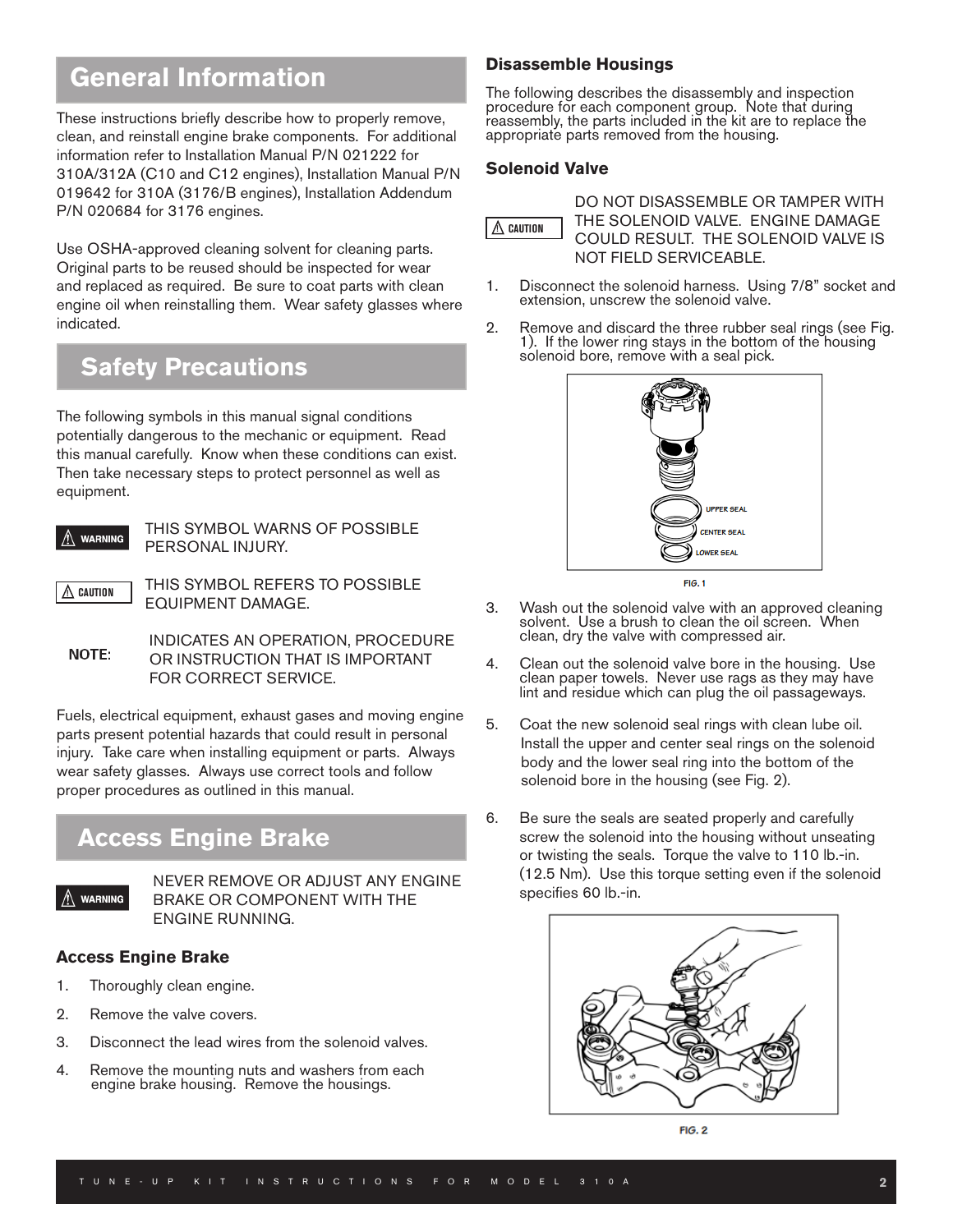## General Information

These instructions briefly describe how to properly remove, clean, and reinstall engine brake components. For additional information refer to Installation Manual P/N 021222 for 310A/312A (C10 and C12 engines), Installation Manual P/N 019642 for 310A (3176/B engines), Installation Addendum P/N 020684 for 3176 engines.

Use OSHA-approved cleaning solvent for cleaning parts. Original parts to be reused should be inspected for wear and replaced as required. Be sure to coat parts with clean engine oil when reinstalling them. Wear safety glasses where indicated.

## Safety Precautions

The following symbols in this manual signal conditions potentially dangerous to the mechanic or equipment. Read this manual carefully. Know when these conditions can exist. Then take necessary steps to protect personnel as well as equipment.

**⚠ WARNING** THIS SYMBOL WARNS OF POSSIBLE PERSONAL INJURY.

**⚠ CAUTION** THIS SYMBOL REFERS TO POSSIBLE EQUIPMENT DAMAGE.

**NOTE:** INDICATES AN OPERATION, PROCEDURE OR INSTRUCTION THAT IS IMPORTANT FOR CORRECT SERVICE.

Fuels, electrical equipment, exhaust gases and moving engine parts present potential hazards that could result in personal injury. Take care when installing equipment or parts. Always wear safety glasses. Always use correct tools and follow proper procedures as outlined in this manual.

## Access Engine Brake

**⚠ WARNING** NEVER REMOVE OR ADJUST ANY ENGINE BRAKE OR COMPONENT WITH THE ENGINE RUNNING.

### Access Engine Brake

1. Thoroughly clean engine.
2. Remove the valve covers.
3. Disconnect the lead wires from the solenoid valves.
4. Remove the mounting nuts and washers from each engine brake housing. Remove the housings.

### Disassemble Housings

The following describes the disassembly and inspection procedure for each component group. Note that during reassembly, the parts included in the kit are to replace the appropriate parts removed from the housing.

### Solenoid Valve

**⚠ CAUTION** DO NOT DISASSEMBLE OR TAMPER WITH THE SOLENOID VALVE. ENGINE DAMAGE COULD RESULT. THE SOLENOID VALVE IS NOT FIELD SERVICEABLE.

1. Disconnect the solenoid harness. Using 7/8" socket and extension, unscrew the solenoid valve.
2. Remove and discard the three rubber seal rings (see Fig. 1). If the lower ring stays in the bottom of the housing solenoid bore, remove with a seal pick.

UPPER SEAL

CENTER SEAL

LOWER SEAL

FIG. 1

3. Wash out the solenoid valve with an approved cleaning solvent. Use a brush to clean the oil screen. When clean, dry the valve with compressed air.
4. Clean out the solenoid valve bore in the housing. Use clean paper towels. Never use rags as they may have lint and residue which can plug the oil passageways.
5. Coat the new solenoid seal rings with clean lube oil. Install the upper and center seal rings on the solenoid body and the lower seal ring into the bottom of the solenoid bore in the housing (see Fig. 2).
6. Be sure the seals are seated properly and carefully screw the solenoid into the housing without unseating or twisting the seals. Torque the valve to 110 lb.-in. (12.5 Nm). Use this torque setting even if the solenoid specifies 60 lb.-in.

FIG. 2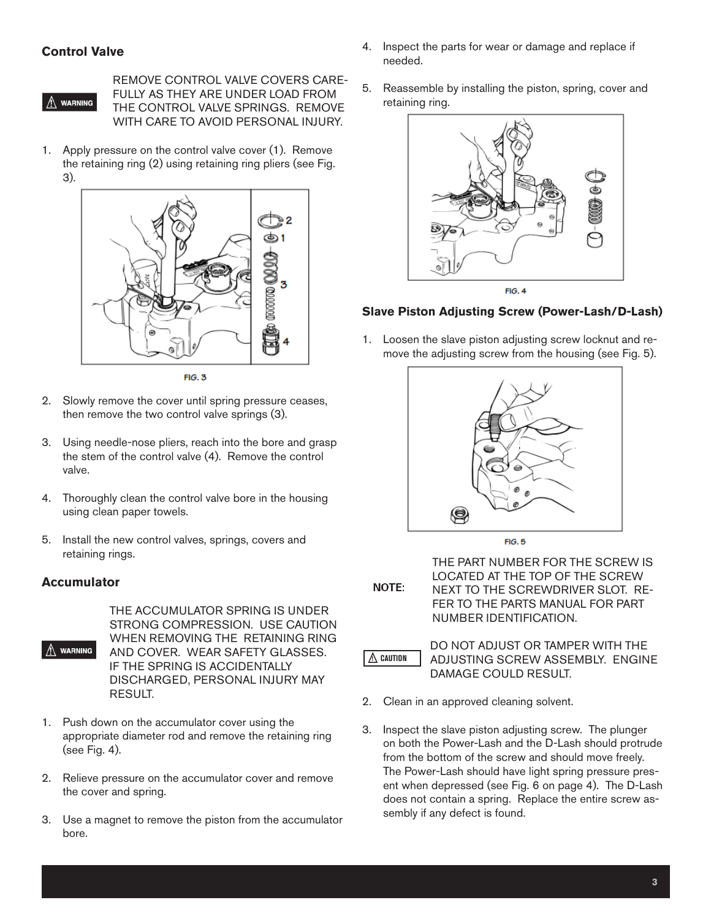### Control Valve

⚠ WARNING

REMOVE CONTROL VALVE COVERS CAREFULLY AS THEY ARE UNDER LOAD FROM THE CONTROL VALVE SPRINGS. REMOVE WITH CARE TO AVOID PERSONAL INJURY.

1. Apply pressure on the control valve cover (1). Remove the retaining ring (2) using retaining ring pliers (see Fig. 3).

FIG. 3

2. Slowly remove the cover until spring pressure ceases, then remove the two control valve springs (3).
3. Using needle-nose pliers, reach into the bore and grasp the stem of the control valve (4). Remove the control valve.
4. Thoroughly clean the control valve bore in the housing using clean paper towels.
5. Install the new control valves, springs, covers and retaining rings.

### Accumulator

⚠ WARNING

THE ACCUMULATOR SPRING IS UNDER STRONG COMPRESSION. USE CAUTION WHEN REMOVING THE RETAINING RING AND COVER. WEAR SAFETY GLASSES. IF THE SPRING IS ACCIDENTALLY DISCHARGED, PERSONAL INJURY MAY RESULT.

1. Push down on the accumulator cover using the appropriate diameter rod and remove the retaining ring (see Fig. 4).
2. Relieve pressure on the accumulator cover and remove the cover and spring.
3. Use a magnet to remove the piston from the accumulator bore.
4. Inspect the parts for wear or damage and replace if needed.
5. Reassemble by installing the piston, spring, cover and retaining ring.

FIG. 4

### Slave Piston Adjusting Screw (Power-Lash/D-Lash)

1. Loosen the slave piston adjusting screw locknut and remove the adjusting screw from the housing (see Fig. 5).

FIG. 5

**NOTE:** THE PART NUMBER FOR THE SCREW IS LOCATED AT THE TOP OF THE SCREW NEXT TO THE SCREWDRIVER SLOT. REFER TO THE PARTS MANUAL FOR PART NUMBER IDENTIFICATION.

⚠ CAUTION

DO NOT ADJUST OR TAMPER WITH THE ADJUSTING SCREW ASSEMBLY. ENGINE DAMAGE COULD RESULT.

2. Clean in an approved cleaning solvent.
3. Inspect the slave piston adjusting screw. The plunger on both the Power-Lash and the D-Lash should protrude from the bottom of the screw and should move freely. The Power-Lash should have light spring pressure present when depressed (see Fig. 6 on page 4). The D-Lash does not contain a spring. Replace the entire screw assembly if any defect is found.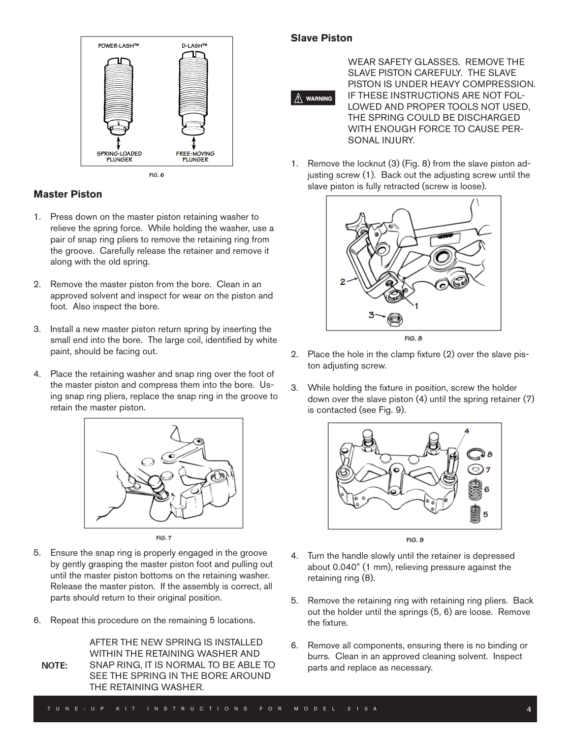POWER-LASH™ D-LASH™

SPRING-LOADED PLUNGER FREE-MOVING PLUNGER

FIG. 6

## Master Piston

1. Press down on the master piston retaining washer to relieve the spring force. While holding the washer, use a pair of snap ring pliers to remove the retaining ring from the groove. Carefully release the retainer and remove it along with the old spring.

2. Remove the master piston from the bore. Clean in an approved solvent and inspect for wear on the piston and foot. Also inspect the bore.

3. Install a new master piston return spring by inserting the small end into the bore. The large coil, identified by white paint, should be facing out.

4. Place the retaining washer and snap ring over the foot of the master piston and compress them into the bore. Using snap ring pliers, replace the snap ring in the groove to retain the master piston.

FIG. 7

5. Ensure the snap ring is properly engaged in the groove by gently grasping the master piston foot and pulling out until the master piston bottoms on the retaining washer. Release the master piston. If the assembly is correct, all parts should return to their original position.

6. Repeat this procedure on the remaining 5 locations.

**NOTE:** AFTER THE NEW SPRING IS INSTALLED WITHIN THE RETAINING WASHER AND SNAP RING, IT IS NORMAL TO SEE THE SPRING IN THE BORE AROUND THE RETAINING WASHER.

## Slave Piston

**WARNING** WEAR SAFETY GLASSES. REMOVE THE SLAVE PISTON CAREFULLY. THE SLAVE PISTON IS UNDER HEAVY COMPRESSION. IF THESE INSTRUCTIONS ARE NOT FOLLOWED AND PROPER TOOLS NOT USED, THE SPRING COULD BE DISCHARGED WITH ENOUGH FORCE TO CAUSE PERSONAL INJURY.

1. Remove the locknut (3) (Fig. 8) from the slave piston adjusting screw (1). Back out the adjusting screw until the slave piston is fully retracted (screw is loose).

FIG. 8

2. Place the hole in the clamp fixture (2) over the slave piston adjusting screw.

3. While holding the fixture in position, screw the holder down over the slave piston (4) until the spring retainer (7) is contacted (see Fig. 9).

FIG. 9

4. Turn the handle slowly until the retainer is depressed about 0.040" (1 mm), relieving pressure against the retaining ring (8).

5. Remove the retaining ring with retaining ring pliers. Back out the holder until the springs (5, 6) are loose. Remove the fixture.

6. Remove all components, ensuring there is no binding or burrs. Clean in an approved cleaning solvent. Inspect parts and replace as necessary.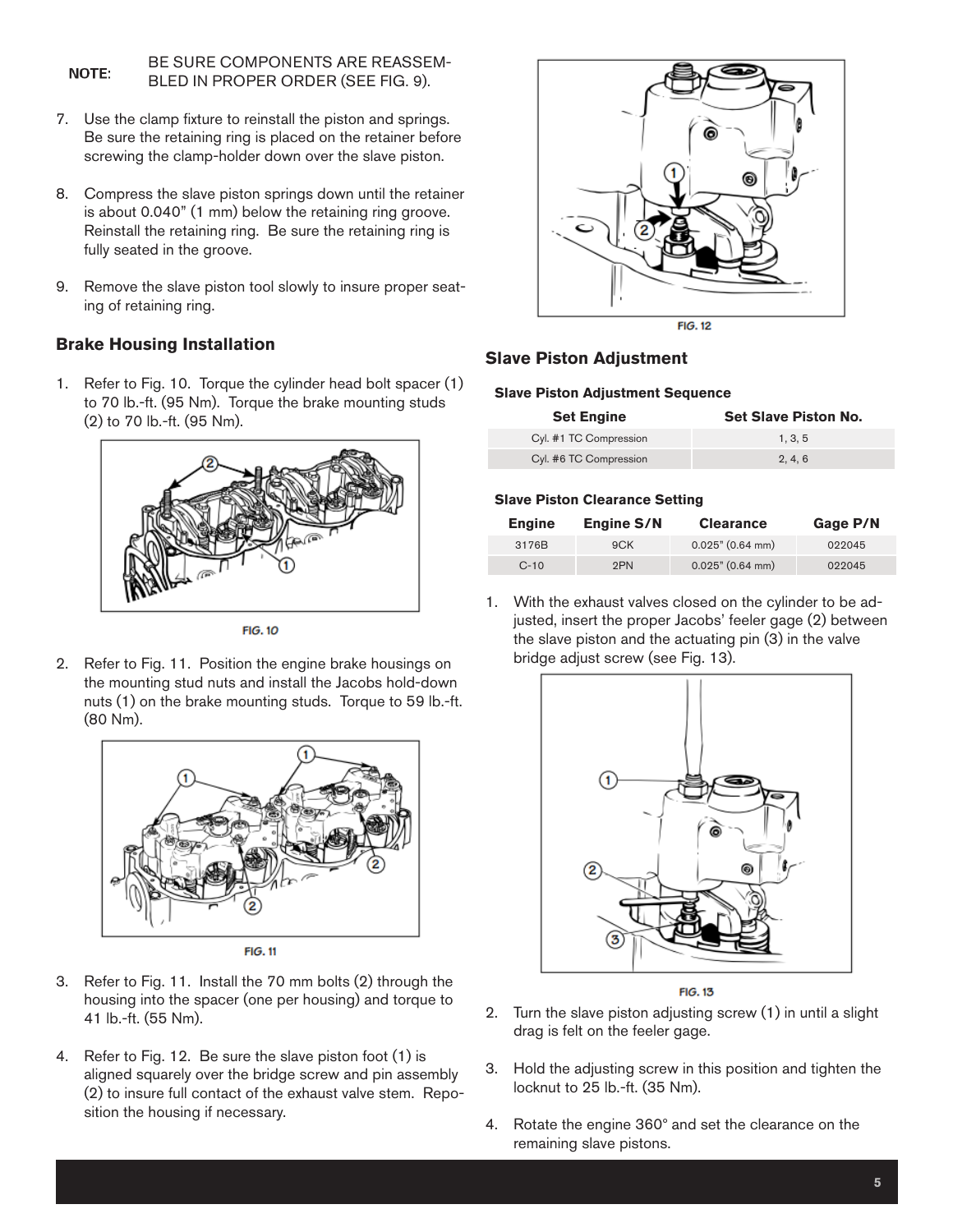**NOTE:** BE SURE COMPONENTS ARE REASSEMBLED IN PROPER ORDER (SEE FIG. 9).

7. Use the clamp fixture to reinstall the piston and springs. Be sure the retaining ring is placed on the retainer before screwing the clamp-holder down over the slave piston.

8. Compress the slave piston springs down until the retainer is about 0.040" (1 mm) below the retaining ring groove. Reinstall the retaining ring. Be sure the retaining ring is fully seated in the groove.

9. Remove the slave piston tool slowly to insure proper seating of retaining ring.

## Brake Housing Installation

1. Refer to Fig. 10. Torque the cylinder head bolt spacer (1) to 70 lb.-ft. (95 Nm). Torque the brake mounting studs (2) to 70 lb.-ft. (95 Nm).

FIG. 10

2. Refer to Fig. 11. Position the engine brake housings on the mounting stud nuts and install the Jacobs hold-down nuts (1) on the brake mounting studs. Torque to 59 lb.-ft. (80 Nm).

FIG. 11

3. Refer to Fig. 11. Install the 70 mm bolts (2) through the housing into the spacer (one per housing) and torque to 41 lb.-ft. (55 Nm).

4. Refer to Fig. 12. Be sure the slave piston foot (1) is aligned squarely over the bridge screw and pin assembly (2) to insure full contact of the exhaust valve stem. Reposition the housing if necessary.

FIG. 12

## Slave Piston Adjustment

**Slave Piston Adjustment Sequence**

| Set Engine | Set Slave Piston No. |
|---|---|
| Cyl. #1 TC Compression | 1, 3, 5 |
| Cyl. #6 TC Compression | 2, 4, 6 |

**Slave Piston Clearance Setting**

| Engine | Engine S/N | Clearance | Gage P/N |
|---|---|---|---|
| 3176B | 9CK | 0.025" (0.64 mm) | 022045 |
| C-10 | 2PN | 0.025" (0.64 mm) | 022045 |

1. With the exhaust valves closed on the cylinder to be adjusted, insert the proper Jacobs' feeler gage (2) between the slave piston and the actuating pin (3) in the valve bridge adjust screw (see Fig. 13).

FIG. 13

2. Turn the slave piston adjusting screw (1) in until a slight drag is felt on the feeler gage.

3. Hold the adjusting screw in this position and tighten the locknut to 25 lb.-ft. (35 Nm).

4. Rotate the engine 360° and set the clearance on the remaining slave pistons.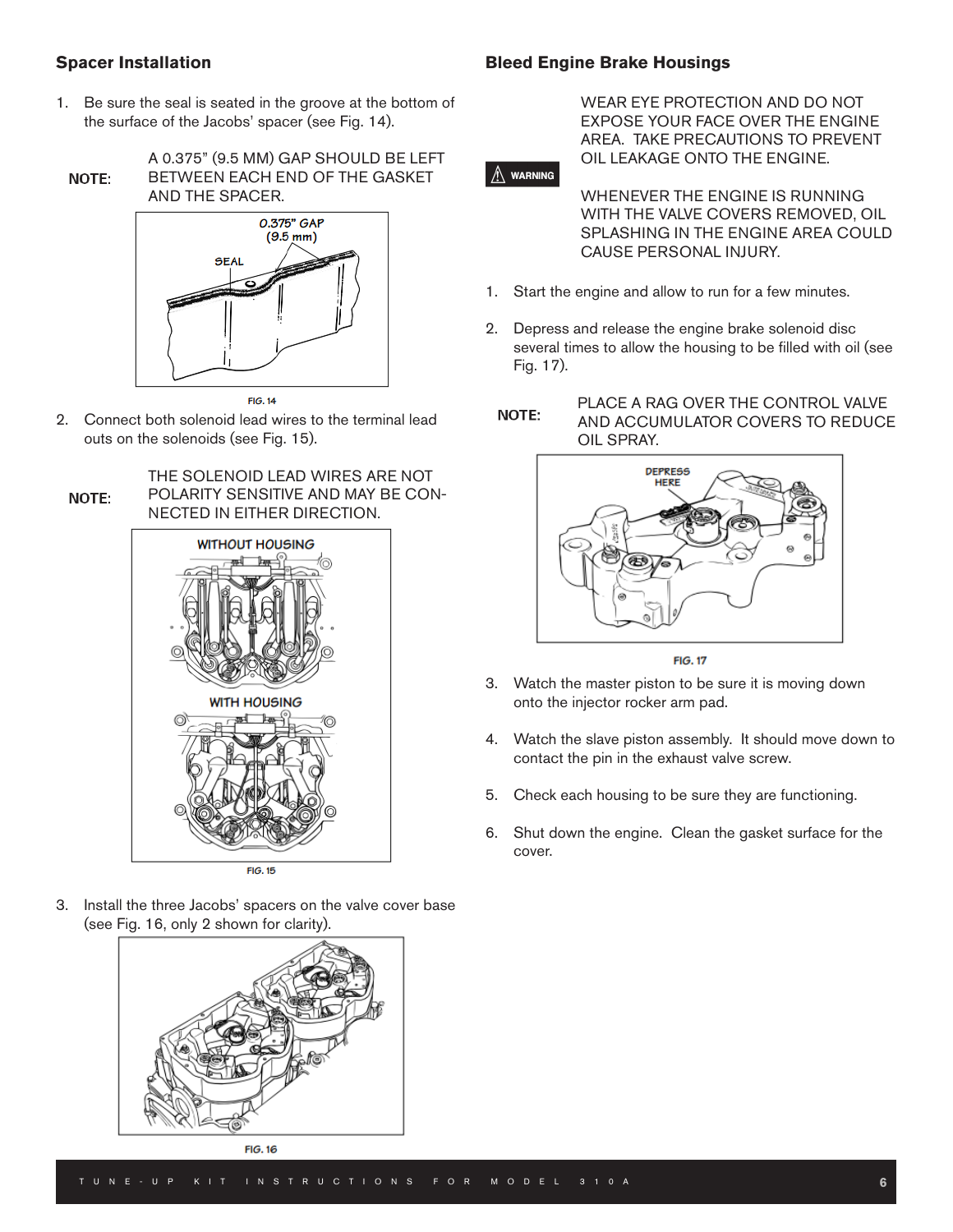## Spacer Installation

1. Be sure the seal is seated in the groove at the bottom of the surface of the Jacobs' spacer (see Fig. 14).

**NOTE:** A 0.375" (9.5 MM) GAP SHOULD BE LEFT BETWEEN EACH END OF THE GASKET AND THE SPACER.

0.375" GAP (9.5 mm)

SEAL

FIG. 14

2. Connect both solenoid lead wires to the terminal lead outs on the solenoids (see Fig. 15).

**NOTE:** THE SOLENOID LEAD WIRES ARE NOT POLARITY SENSITIVE AND MAY BE CONNECTED IN EITHER DIRECTION.

WITHOUT HOUSING

WITH HOUSING

FIG. 15

3. Install the three Jacobs' spacers on the valve cover base (see Fig. 16, only 2 shown for clarity).

FIG. 16

## Bleed Engine Brake Housings

**WARNING**

WEAR EYE PROTECTION AND DO NOT EXPOSE YOUR FACE OVER THE ENGINE AREA. TAKE PRECAUTIONS TO PREVENT OIL LEAKAGE ONTO THE ENGINE.

WHENEVER THE ENGINE IS RUNNING WITH THE VALVE COVERS REMOVED, OIL SPLASHING IN THE ENGINE AREA COULD CAUSE PERSONAL INJURY.

1. Start the engine and allow to run for a few minutes.

2. Depress and release the engine brake solenoid disc several times to allow the housing to be filled with oil (see Fig. 17).

**NOTE:** PLACE A RAG OVER THE CONTROL VALVE AND ACCUMULATOR COVERS TO REDUCE OIL SPRAY.

DEPRESS HERE

FIG. 17

3. Watch the master piston to be sure it is moving down onto the injector rocker arm pad.

4. Watch the slave piston assembly. It should move down to contact the pin in the exhaust valve screw.

5. Check each housing to be sure they are functioning.

6. Shut down the engine. Clean the gasket surface for the cover.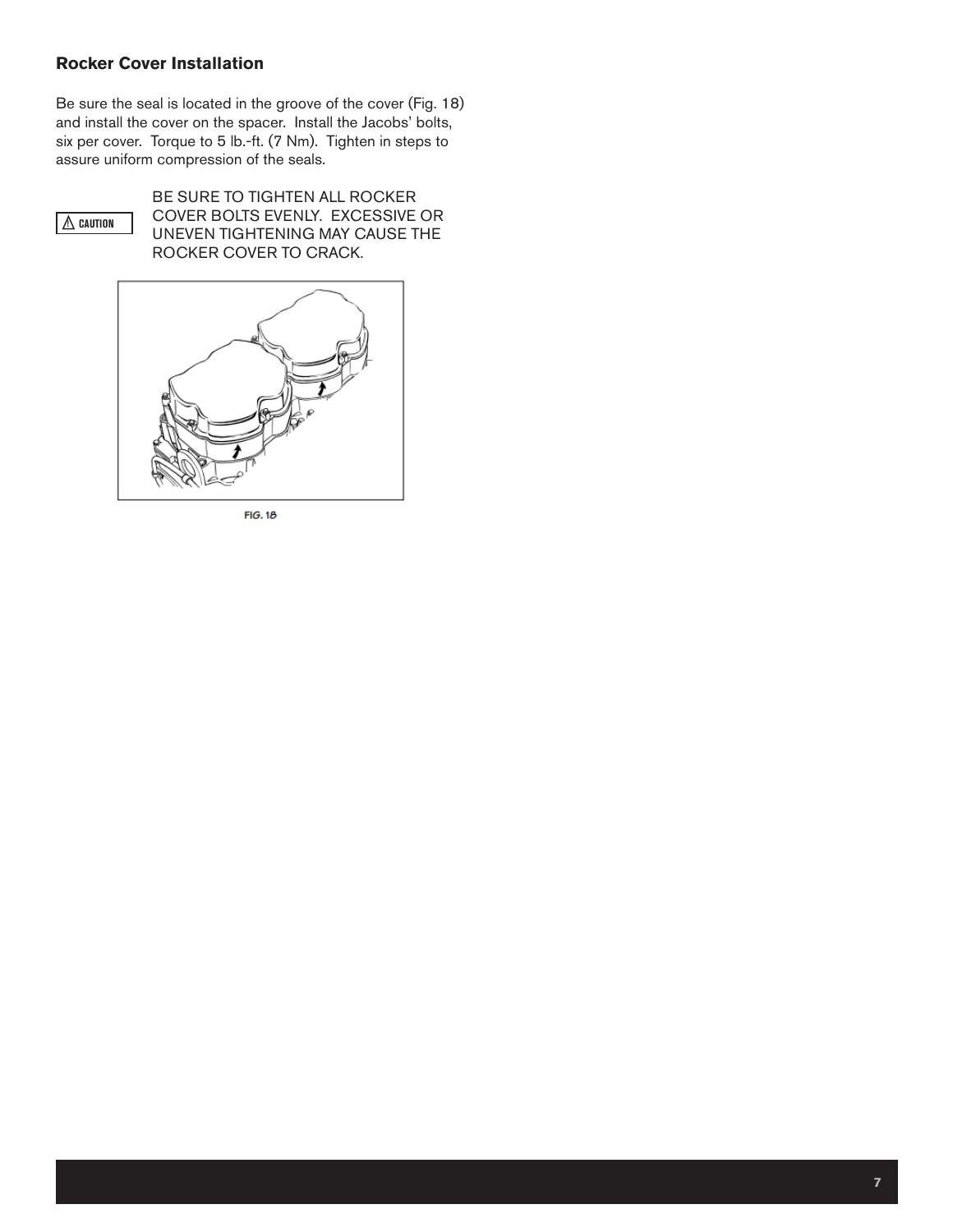### Rocker Cover Installation

Be sure the seal is located in the groove of the cover (Fig. 18) and install the cover on the spacer. Install the Jacobs' bolts, six per cover. Torque to 5 lb.-ft. (7 Nm). Tighten in steps to assure uniform compression of the seals.

⚠ CAUTION

BE SURE TO TIGHTEN ALL ROCKER COVER BOLTS EVENLY. EXCESSIVE OR UNEVEN TIGHTENING MAY CAUSE THE ROCKER COVER TO CRACK.

FIG. 18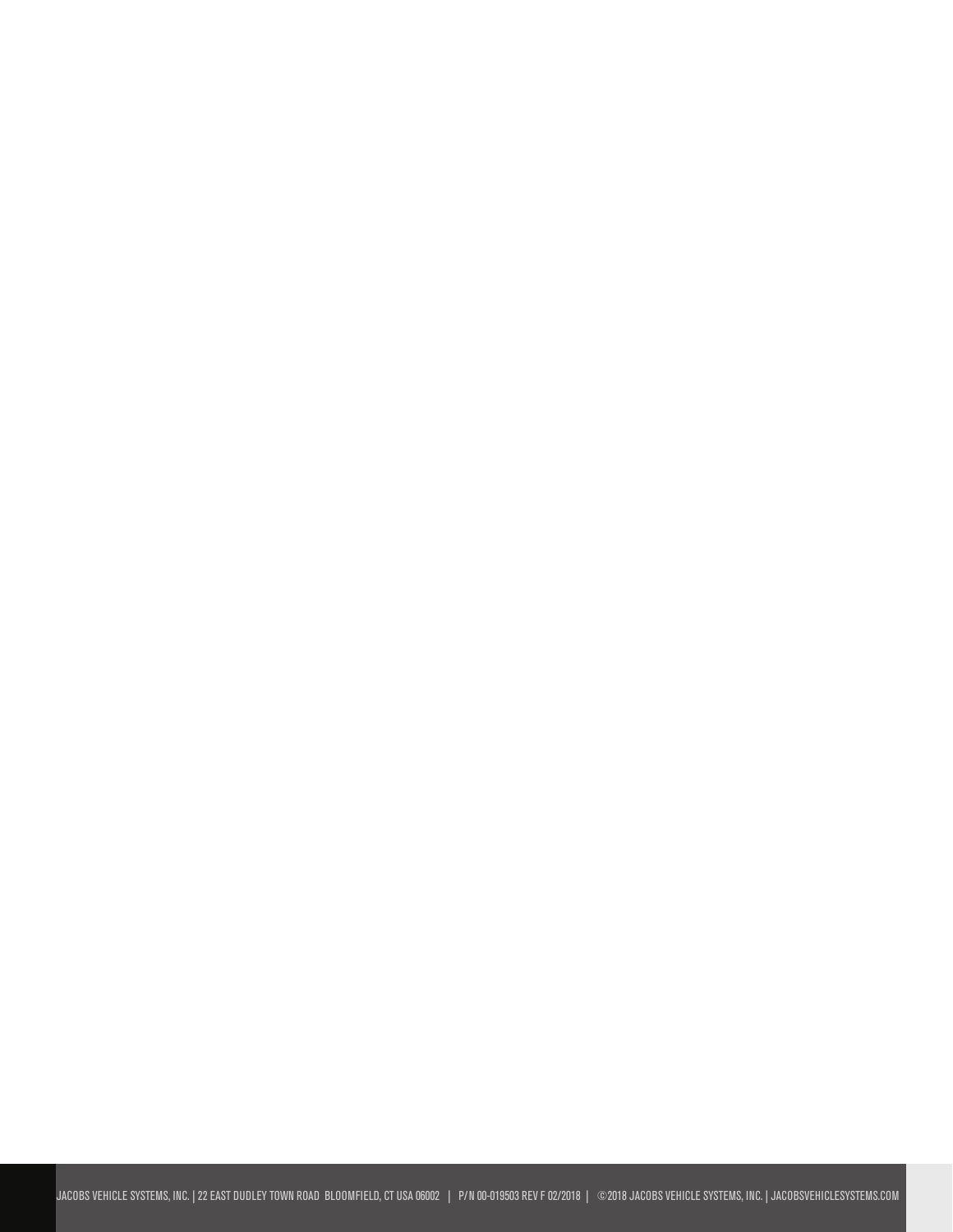JACOBS VEHICLE SYSTEMS, INC. | 22 EAST DUDLEY TOWN ROAD BLOOMFIELD, CT USA 06002 | P/N 00-019503 REV F 02/2018 | ©2018 JACOBS VEHICLE SYSTEMS, INC. | JACOBSVEHICLESYSTEMS.COM